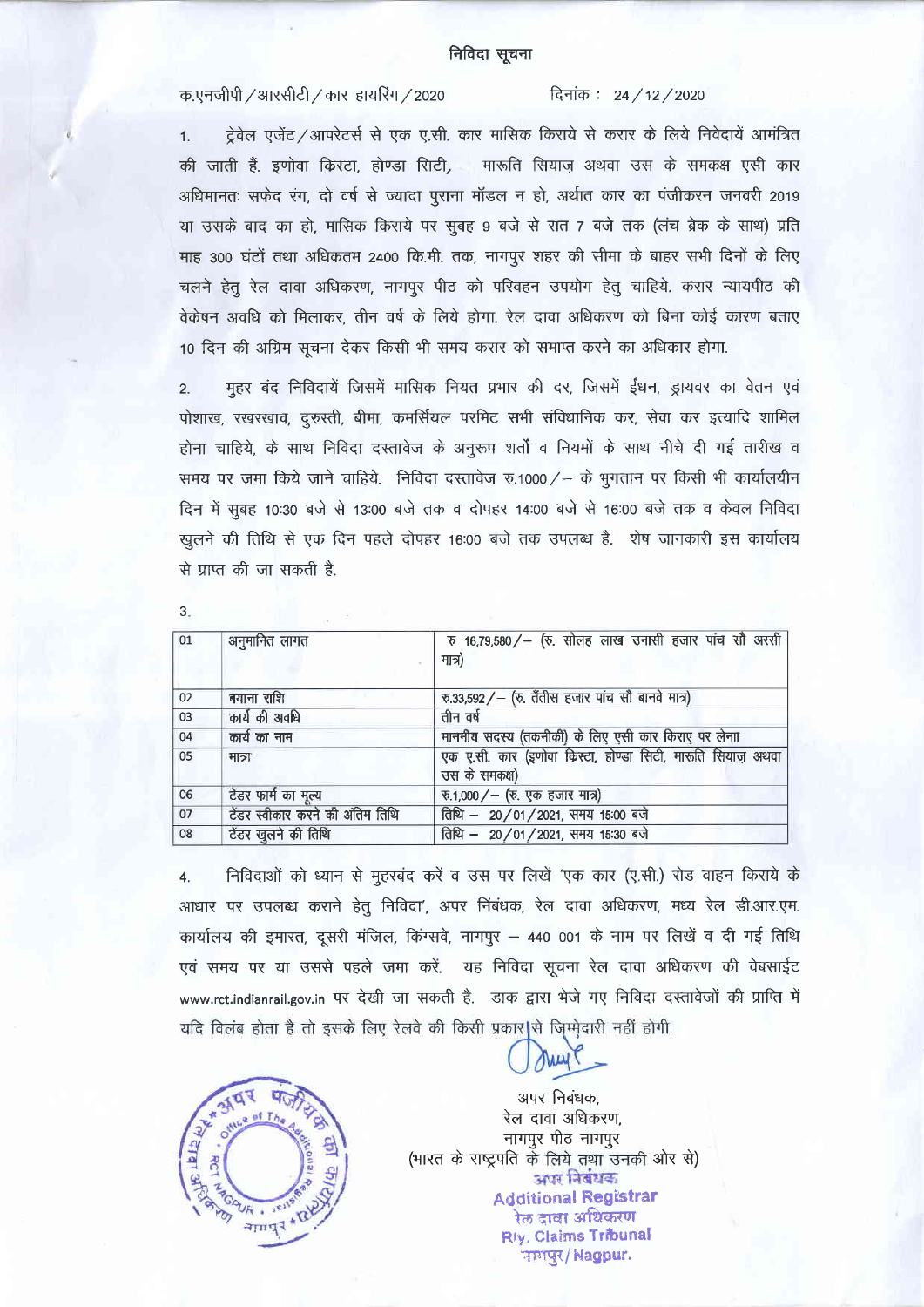# निविदा सूचना

क्र.एनजीपी/आरसीटी/कार हायरिंग/2020 दिनांक : 24/12/2020

1. ट्रेवेल एजेंट/आपरेटर्स से एक ए.सी. कार मासिक किराये से करार के लिये निविदायें आमंत्रित की जाती हैं. इणोवा किस्टा, होण्डा सिटी, मारूति सियाज़ अथवा उस के समकक्ष एसी कार अधिमानतः सफेद रंग, दो वर्ष से ज्यादा पुराना मॉडल न हो, अर्थात कार का पंजीकरन जनवरी 2019 या उसके बाद का हो, मासिक किराये पर सुबह 9 बजे से रात 7 बजे तक (लंच ब्रेक के साथ) प्रति माह 300 घंटों तथा अधिकतम 2400 कि.मी. तक, नागपुर शहर की सीमा के बाहर सभी दिनों के लिए चलने हेतु रेल दावा अधिकरण, नागपुर पीठ को परिवहन उपयोग हेतु चाहिये. करार न्यायपीठ की वेकेषन अवधि को मिलाकर, तीन वर्ष के लिये होगा. रेल दावा अधिकरण को बिना कोई कारण बताए 10 दिन की अग्रिम सूचना देकर किसी भी समय करार को समाप्त करने का अधिकार होगा.

2. मुहर बंद निविदायें जिसमें मासिक नियत प्रभार की दर, जिसमें ईंधन, ड्रायवर का वेतन एवं पोशाख, रखरखाव, दुरुस्ती, बीमा, कमर्सियल परमिट सभी संविधानिक कर, सेवा कर इत्यादि शामिल होना चाहिये, के साथ निविदा दस्तावेज के अनुरूप शर्तों व नियमों के साथ नीचे दी गई तारीख व समय पर जमा किये जाने चाहिये. निविदा दस्तावेज रु.1000/- के भुगतान पर किसी भी कार्यालयीन दिन में सुबह 10:30 बजे से 13:00 बजे तक व दोपहर 14:00 बजे से 16:00 बजे तक व केवल निविदा खुलने की तिथि से एक दिन पहले दोपहर 16:00 बजे तक उपलब्ध है. शेष जानकारी इस कार्यालय से प्राप्त की जा सकती है.

3.

| 01 | अनुमानित लागत | रु 16,79,580/- (रु. सोलह लाख उनासी हजार पांच सौ अस्सी मात्र) |
|---|---|---|
| 02 | बयाना राशि | रु.33,592/- (रु. तैंतीस हजार पांच सौ बानवे मात्र) |
| 03 | कार्य की अवधि | तीन वर्ष |
| 04 | कार्य का नाम | माननीय सदस्य (तकनीकी) के लिए एसी कार किराए पर लेना |
| 05 | मात्रा | एक ए.सी. कार (इणोवा किस्टा, होण्डा सिटी, मारूति सियाज़ अथवा उस के समकक्ष) |
| 06 | टेंडर फार्म का मूल्य | रु.1,000/- (रु. एक हजार मात्र) |
| 07 | टेंडर स्वीकार करने की अंतिम तिथि | तिथि – 20/01/2021, समय 15:00 बजे |
| 08 | टेंडर खुलने की तिथि | तिथि – 20/01/2021, समय 15:30 बजे |

4. निविदाओं को ध्यान से मुहरबंद करें व उस पर लिखें 'एक कार (ए.सी.) रोड वाहन किराये के आधार पर उपलब्ध कराने हेतु निविदा', अपर निबंधक, रेल दावा अधिकरण, मध्य रेल डी.आर.एम. कार्यालय की इमारत, दूसरी मंजिल, किंग्सवे, नागपुर – 440 001 के नाम पर लिखें व दी गई तिथि एवं समय पर या उससे पहले जमा करें. यह निविदा सूचना रेल दावा अधिकरण की वेबसाईट www.rct.indianrail.gov.in पर देखी जा सकती है. डाक द्वारा भेजे गए निविदा दस्तावेजों की प्राप्ति में यदि विलंब होता है तो इसके लिए रेलवे की किसी प्रकार से जिम्मेदारी नहीं होगी.

अपर निबंधक,
रेल दावा अधिकरण,
नागपुर पीठ नागपुर
(भारत के राष्ट्रपति के लिये तथा उनकी ओर से)

अपर निबंधक
Additional Registrar
रेल दावा अधिकरण
Rly. Claims Tribunal
नागपुर/Nagpur.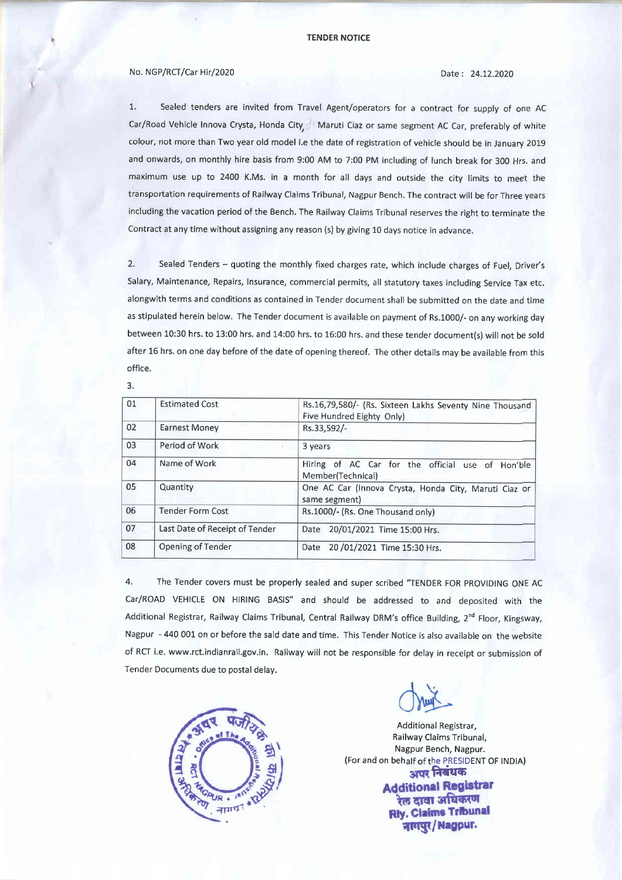# TENDER NOTICE

No. NGP/RCT/Car Hir/2020 Date : 24.12.2020

1. Sealed tenders are invited from Travel Agent/operators for a contract for supply of one AC Car/Road Vehicle Innova Crysta, Honda City, Maruti Ciaz or same segment AC Car, preferably of white colour, not more than Two year old model i.e the date of registration of vehicle should be in January 2019 and onwards, on monthly hire basis from 9:00 AM to 7:00 PM including of lunch break for 300 Hrs. and maximum use up to 2400 K.Ms. in a month for all days and outside the city limits to meet the transportation requirements of Railway Claims Tribunal, Nagpur Bench. The contract will be for Three years including the vacation period of the Bench. The Railway Claims Tribunal reserves the right to terminate the Contract at any time without assigning any reason (s) by giving 10 days notice in advance.

2. Sealed Tenders – quoting the monthly fixed charges rate, which include charges of Fuel, Driver's Salary, Maintenance, Repairs, Insurance, commercial permits, all statutory taxes including Service Tax etc. alongwith terms and conditions as contained in Tender document shall be submitted on the date and time as stipulated herein below. The Tender document is available on payment of Rs.1000/- on any working day between 10:30 hrs. to 13:00 hrs. and 14:00 hrs. to 16:00 hrs. and these tender document(s) will not be sold after 16 hrs. on one day before of the date of opening thereof. The other details may be available from this office.

3.

| | | |
|---|---|---|
| 01 | Estimated Cost | Rs.16,79,580/- (Rs. Sixteen Lakhs Seventy Nine Thousand Five Hundred Eighty Only) |
| 02 | Earnest Money | Rs.33,592/- |
| 03 | Period of Work | 3 years |
| 04 | Name of Work | Hiring of AC Car for the official use of Hon'ble Member(Technical) |
| 05 | Quantity | One AC Car (Innova Crysta, Honda City, Maruti Ciaz or same segment) |
| 06 | Tender Form Cost | Rs.1000/- (Rs. One Thousand only) |
| 07 | Last Date of Receipt of Tender | Date 20/01/2021 Time 15:00 Hrs. |
| 08 | Opening of Tender | Date 20 /01/2021 Time 15:30 Hrs. |

4. The Tender covers must be properly sealed and super scribed "TENDER FOR PROVIDING ONE AC Car/ROAD VEHICLE ON HIRING BASIS" and should be addressed to and deposited with the Additional Registrar, Railway Claims Tribunal, Central Railway DRM's office Building, 2nd Floor, Kingsway, Nagpur - 440 001 on or before the said date and time. This Tender Notice is also available on the website of RCT i.e. www.rct.indianrail.gov.in. Railway will not be responsible for delay in receipt or submission of Tender Documents due to postal delay.

Additional Registrar,
Railway Claims Tribunal,
Nagpur Bench, Nagpur.
(For and on behalf of the PRESIDENT OF INDIA)

अपर निबंधक
Additional Registrar
रेल दावा अधिकरण
Rly. Claims Tribunal
नागपुर/Nagpur.